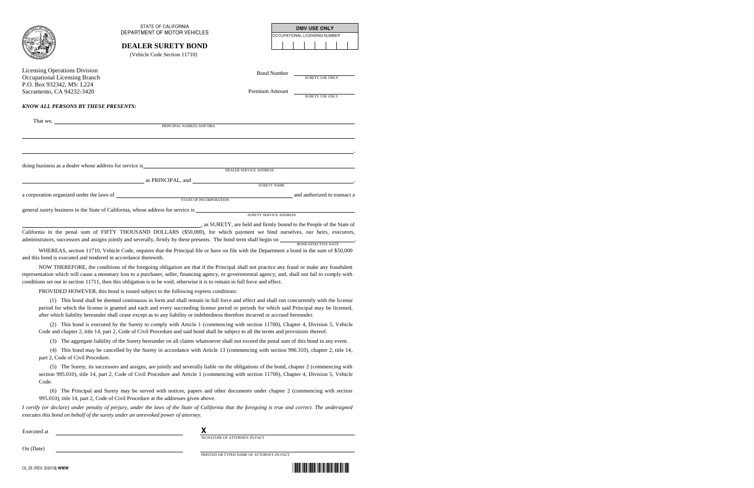STATE OF CALIFORNIA
DEPARTMENT OF MOTOR VEHICLES

# DEALER SURETY BOND

(Vehicle Code Section 11710)

| DMV USE ONLY |
|---|
| OCCUPATIONAL LICENSING NUMBER |
| |

Licensing Operations Division
Occupational Licensing Branch
P.O. Box 932342, MS: L224
Sacramento, CA 94232-3420

Bond Number ______________ SURETY USE ONLY

Premium Amount ______________ SURETY USE ONLY

***KNOW ALL PERSONS BY THESE PRESENTS:***

That we, ________________________________________ PRINCIPAL NAME(S) AND DBA

________________________________________

________________________________________,

doing business as a dealer whose address for service is ________________________ DEALER SERVICE ADDRESS

________________________ as PRINCIPAL, and ________________________ SURETY NAME,

a corporation organized under the laws of ________________________ STATE OF INCORPORATION and authorized to transact a general surety business in the State of California, whose address for service is ________________________ SURETY SERVICE ADDRESS

________________________, as SURETY, are held and firmly bound to the People of the State of California in the penal sum of FIFTY THOUSAND DOLLARS ($50,000), for which payment we bind ourselves, our heirs, executors, administrators, successors and assigns jointly and severally, firmly by these presents. The bond term shall begin on ______________ BOND EFFECTIVE DATE.

WHEREAS, section 11710, Vehicle Code, requires that the Principal file or have on file with the Department a bond in the sum of $50,000 and this bond is executed and tendered in accordance therewith.

NOW THEREFORE, the conditions of the foregoing obligation are that if the Principal shall not practice any fraud or make any fraudulent representation which will cause a monetary loss to a purchaser, seller, financing agency, or governmental agency; and, shall not fail to comply with conditions set out in section 11711, then this obligation is to be void; otherwise it is to remain in full force and effect.

PROVIDED HOWEVER, this bond is issued subject to the following express conditions:

(1) This bond shall be deemed continuous in form and shall remain in full force and effect and shall run concurrently with the license period for which the license is granted and each and every succeeding license period or periods for which said Principal may be licensed, after which liability hereunder shall cease except as to any liability or indebtedness therefore incurred or accrued hereunder.

(2) This bond is executed by the Surety to comply with Article 1 (commencing with section 11700), Chapter 4, Division 5, Vehicle Code and chapter 2, title 14, part 2, Code of Civil Procedure and said bond shall be subject to all the terms and provisions thereof.

(3) The aggregate liability of the Surety hereunder on all claims whatsoever shall not exceed the penal sum of this bond in any event.

(4) This bond may be cancelled by the Surety in accordance with Article 13 (commencing with section 996.310), chapter 2, title 14, part 2, Code of Civil Procedure.

(5) The Surety, its successors and assigns, are jointly and severally liable on the obligations of the bond, chapter 2 (commencing with section 995.010), title 14, part 2, Code of Civil Procedure and Article 1 (commencing with section 11700), Chapter 4, Division 5, Vehicle Code.

(6) The Principal and Surety may be served with notices, papers and other documents under chapter 2 (commencing with section 995.010), title 14, part 2, Code of Civil Procedure at the addresses given above.

*I certify (or declare) under penalty of perjury, under the laws of the State of California that the foregoing is true and correct. The undersigned executes this bond on behalf of the surety under an unrevoked power of attorney.*

Executed at ________________________

**X** ________________________
SIGNATURE OF ATTORNEY-IN-FACT

On (Date) ________________________

________________________
PRINTED OR TYPED NAME OF ATTORNEY-IN-FACT

OL 25 (REV.3/2016) **WWW**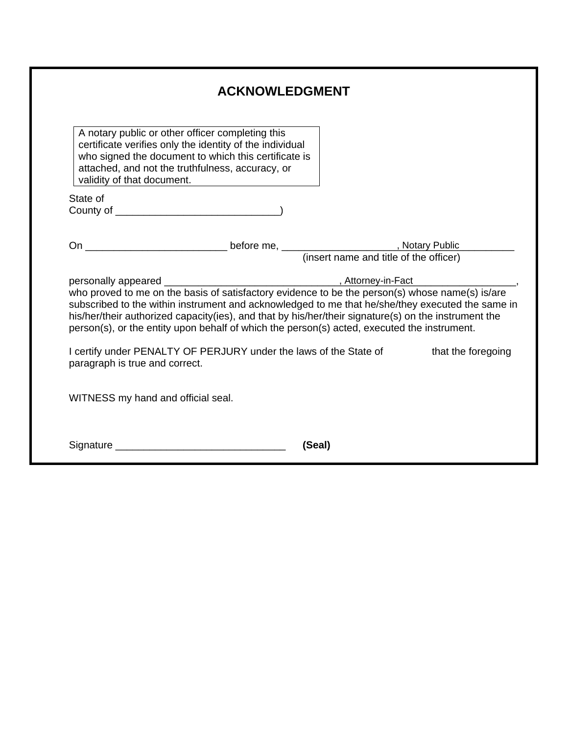# ACKNOWLEDGMENT

> A notary public or other officer completing this certificate verifies only the identity of the individual who signed the document to which this certificate is attached, and not the truthfulness, accuracy, or validity of that document.

State of
County of _____________________________)

On _________________________ before me, ____________________, Notary Public__________
(insert name and title of the officer)

personally appeared _______________________________, Attorney-in-Fact___________________, who proved to me on the basis of satisfactory evidence to be the person(s) whose name(s) is/are subscribed to the within instrument and acknowledged to me that he/she/they executed the same in his/her/their authorized capacity(ies), and that by his/her/their signature(s) on the instrument the person(s), or the entity upon behalf of which the person(s) acted, executed the instrument.

I certify under PENALTY OF PERJURY under the laws of the State of that the foregoing paragraph is true and correct.

WITNESS my hand and official seal.

Signature ______________________________ **(Seal)**